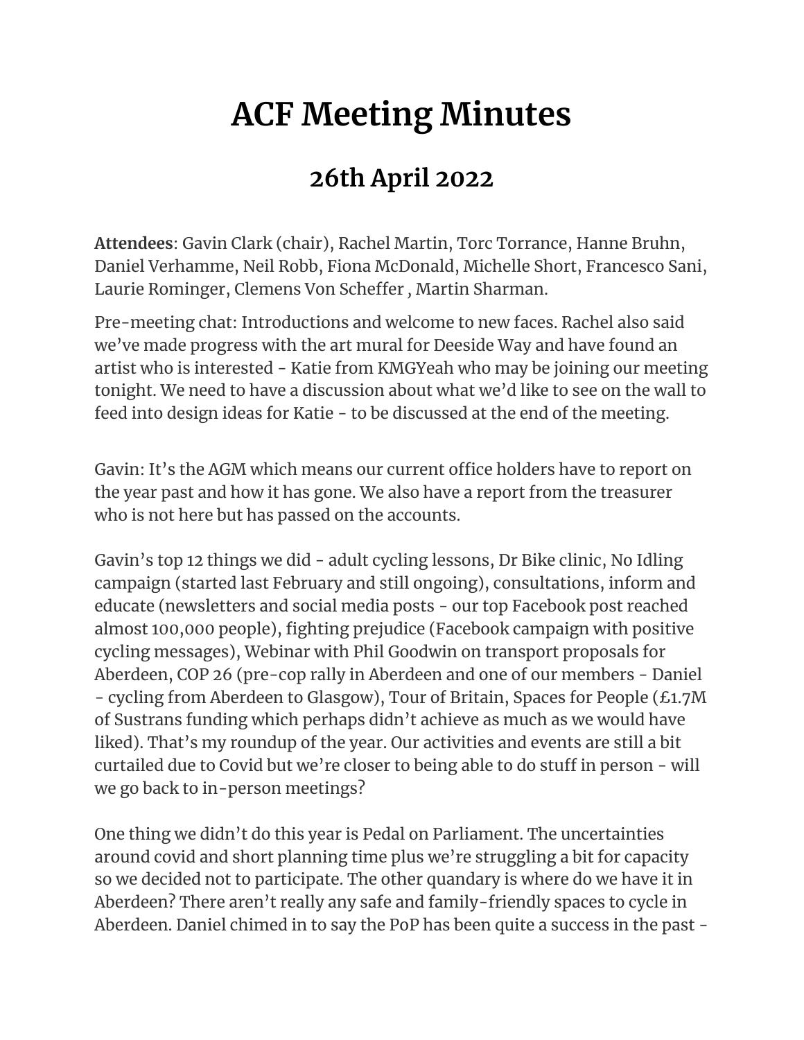# ACF Meeting Minutes

## 26th April 2022

**Attendees**: Gavin Clark (chair), Rachel Martin, Torc Torrance, Hanne Bruhn, Daniel Verhamme, Neil Robb, Fiona McDonald, Michelle Short, Francesco Sani, Laurie Rominger, Clemens Von Scheffer , Martin Sharman.

Pre-meeting chat: Introductions and welcome to new faces. Rachel also said we've made progress with the art mural for Deeside Way and have found an artist who is interested - Katie from KMGYeah who may be joining our meeting tonight. We need to have a discussion about what we'd like to see on the wall to feed into design ideas for Katie - to be discussed at the end of the meeting.

Gavin: It's the AGM which means our current office holders have to report on the year past and how it has gone. We also have a report from the treasurer who is not here but has passed on the accounts.

Gavin's top 12 things we did - adult cycling lessons, Dr Bike clinic, No Idling campaign (started last February and still ongoing), consultations, inform and educate (newsletters and social media posts - our top Facebook post reached almost 100,000 people), fighting prejudice (Facebook campaign with positive cycling messages), Webinar with Phil Goodwin on transport proposals for Aberdeen, COP 26 (pre-cop rally in Aberdeen and one of our members - Daniel - cycling from Aberdeen to Glasgow), Tour of Britain, Spaces for People (£1.7M of Sustrans funding which perhaps didn't achieve as much as we would have liked). That's my roundup of the year. Our activities and events are still a bit curtailed due to Covid but we're closer to being able to do stuff in person - will we go back to in-person meetings?

One thing we didn't do this year is Pedal on Parliament. The uncertainties around covid and short planning time plus we're struggling a bit for capacity so we decided not to participate. The other quandary is where do we have it in Aberdeen? There aren't really any safe and family-friendly spaces to cycle in Aberdeen. Daniel chimed in to say the PoP has been quite a success in the past -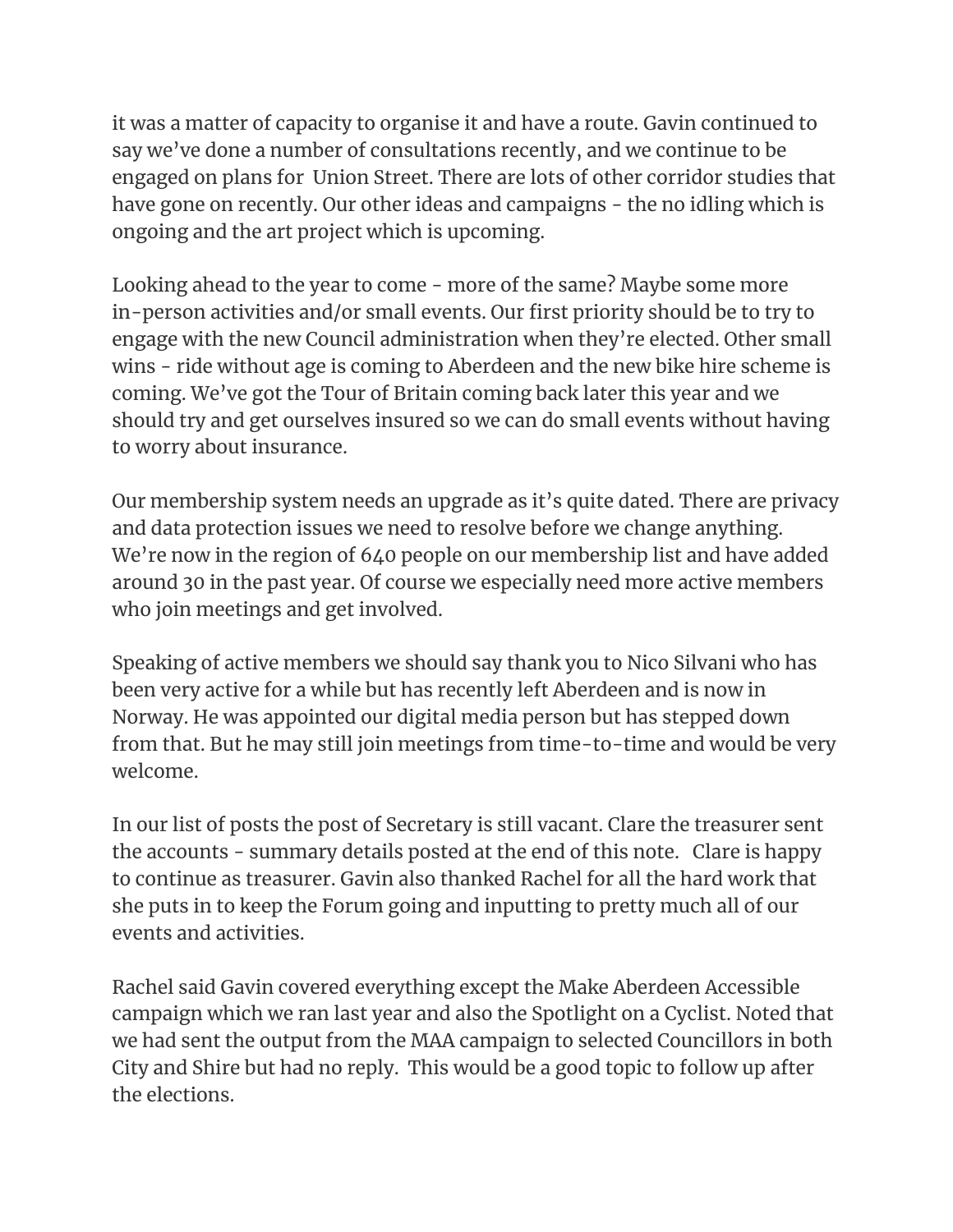it was a matter of capacity to organise it and have a route. Gavin continued to say we've done a number of consultations recently, and we continue to be engaged on plans for Union Street. There are lots of other corridor studies that have gone on recently. Our other ideas and campaigns - the no idling which is ongoing and the art project which is upcoming.

Looking ahead to the year to come - more of the same? Maybe some more in-person activities and/or small events. Our first priority should be to try to engage with the new Council administration when they're elected. Other small wins - ride without age is coming to Aberdeen and the new bike hire scheme is coming. We've got the Tour of Britain coming back later this year and we should try and get ourselves insured so we can do small events without having to worry about insurance.

Our membership system needs an upgrade as it's quite dated. There are privacy and data protection issues we need to resolve before we change anything. We're now in the region of 640 people on our membership list and have added around 30 in the past year. Of course we especially need more active members who join meetings and get involved.

Speaking of active members we should say thank you to Nico Silvani who has been very active for a while but has recently left Aberdeen and is now in Norway. He was appointed our digital media person but has stepped down from that. But he may still join meetings from time-to-time and would be very welcome.

In our list of posts the post of Secretary is still vacant. Clare the treasurer sent the accounts - summary details posted at the end of this note. Clare is happy to continue as treasurer. Gavin also thanked Rachel for all the hard work that she puts in to keep the Forum going and inputting to pretty much all of our events and activities.

Rachel said Gavin covered everything except the Make Aberdeen Accessible campaign which we ran last year and also the Spotlight on a Cyclist. Noted that we had sent the output from the MAA campaign to selected Councillors in both City and Shire but had no reply. This would be a good topic to follow up after the elections.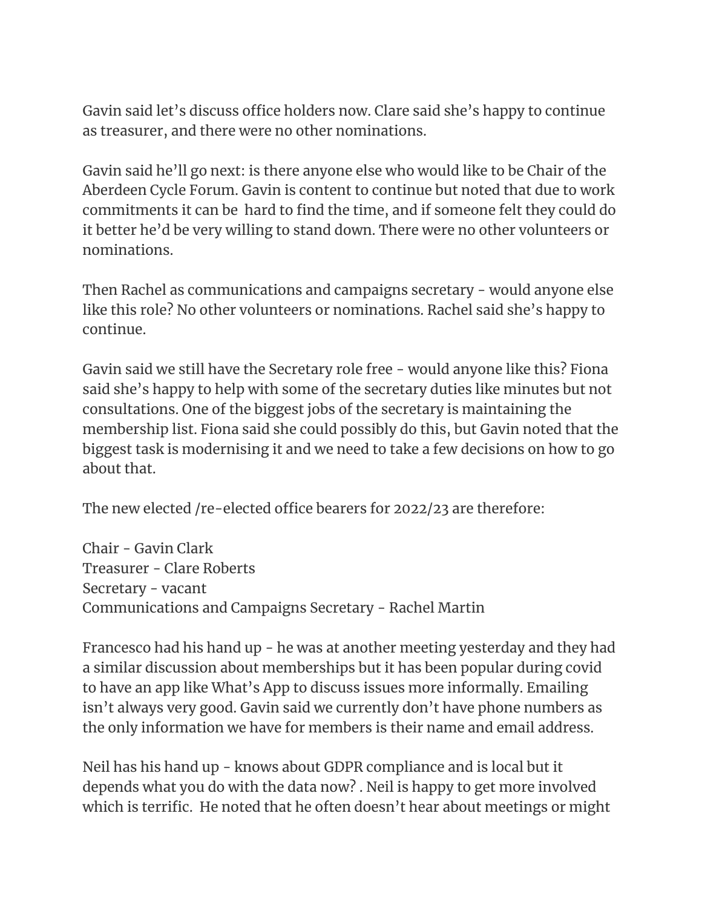Gavin said let's discuss office holders now. Clare said she's happy to continue as treasurer, and there were no other nominations.

Gavin said he'll go next: is there anyone else who would like to be Chair of the Aberdeen Cycle Forum. Gavin is content to continue but noted that due to work commitments it can be hard to find the time, and if someone felt they could do it better he'd be very willing to stand down. There were no other volunteers or nominations.

Then Rachel as communications and campaigns secretary - would anyone else like this role? No other volunteers or nominations. Rachel said she's happy to continue.

Gavin said we still have the Secretary role free - would anyone like this? Fiona said she's happy to help with some of the secretary duties like minutes but not consultations. One of the biggest jobs of the secretary is maintaining the membership list. Fiona said she could possibly do this, but Gavin noted that the biggest task is modernising it and we need to take a few decisions on how to go about that.

The new elected /re-elected office bearers for 2022/23 are therefore:

Chair - Gavin Clark
Treasurer - Clare Roberts
Secretary - vacant
Communications and Campaigns Secretary - Rachel Martin

Francesco had his hand up - he was at another meeting yesterday and they had a similar discussion about memberships but it has been popular during covid to have an app like What's App to discuss issues more informally. Emailing isn't always very good. Gavin said we currently don't have phone numbers as the only information we have for members is their name and email address.

Neil has his hand up - knows about GDPR compliance and is local but it depends what you do with the data now? . Neil is happy to get more involved which is terrific. He noted that he often doesn't hear about meetings or might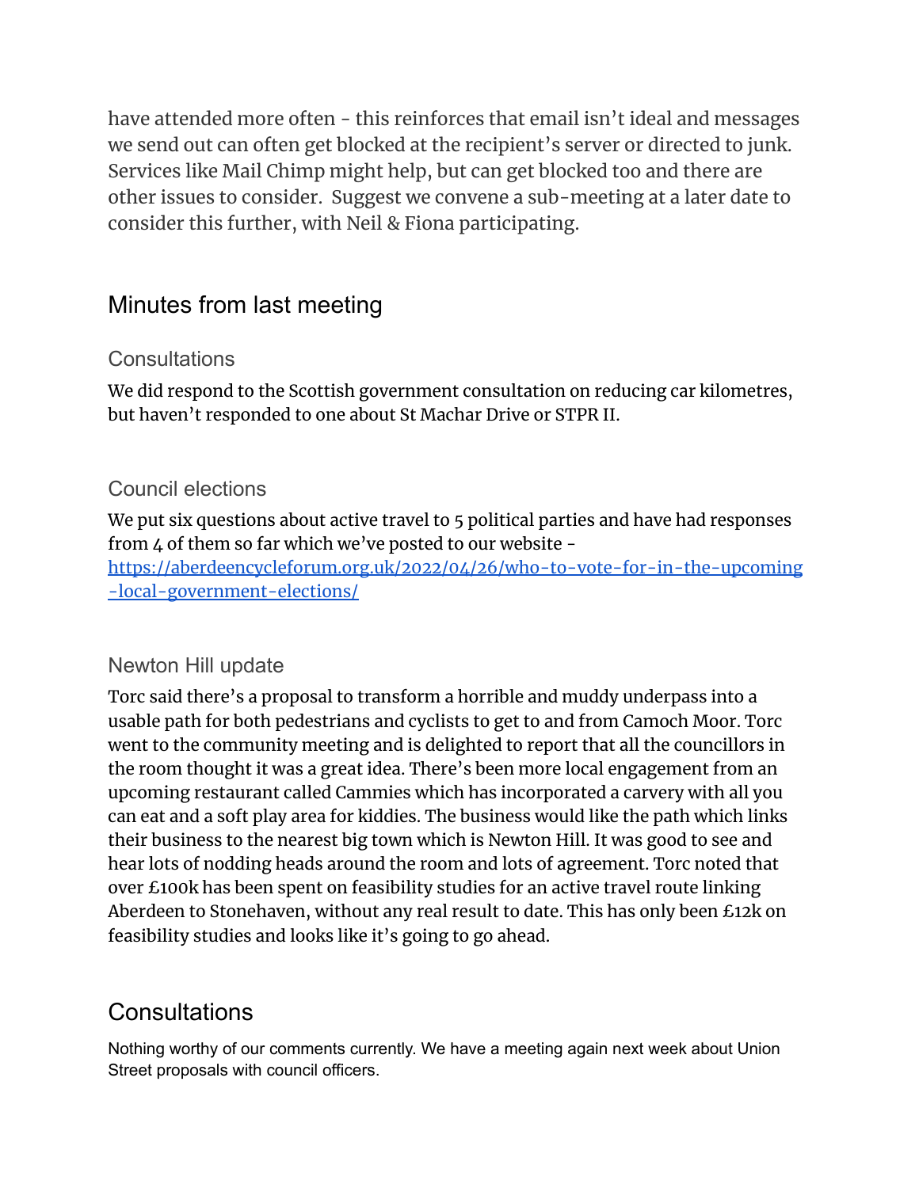have attended more often - this reinforces that email isn't ideal and messages we send out can often get blocked at the recipient's server or directed to junk. Services like Mail Chimp might help, but can get blocked too and there are other issues to consider. Suggest we convene a sub-meeting at a later date to consider this further, with Neil & Fiona participating.

## Minutes from last meeting

### Consultations

We did respond to the Scottish government consultation on reducing car kilometres, but haven't responded to one about St Machar Drive or STPR II.

### Council elections

We put six questions about active travel to 5 political parties and have had responses from 4 of them so far which we've posted to our website - [https://aberdeencycleforum.org.uk/2022/04/26/who-to-vote-for-in-the-upcoming-local-government-elections/](https://aberdeencycleforum.org.uk/2022/04/26/who-to-vote-for-in-the-upcoming-local-government-elections/)

### Newton Hill update

Torc said there's a proposal to transform a horrible and muddy underpass into a usable path for both pedestrians and cyclists to get to and from Camoch Moor. Torc went to the community meeting and is delighted to report that all the councillors in the room thought it was a great idea. There's been more local engagement from an upcoming restaurant called Cammies which has incorporated a carvery with all you can eat and a soft play area for kiddies. The business would like the path which links their business to the nearest big town which is Newton Hill. It was good to see and hear lots of nodding heads around the room and lots of agreement. Torc noted that over £100k has been spent on feasibility studies for an active travel route linking Aberdeen to Stonehaven, without any real result to date. This has only been £12k on feasibility studies and looks like it's going to go ahead.

## Consultations

Nothing worthy of our comments currently. We have a meeting again next week about Union Street proposals with council officers.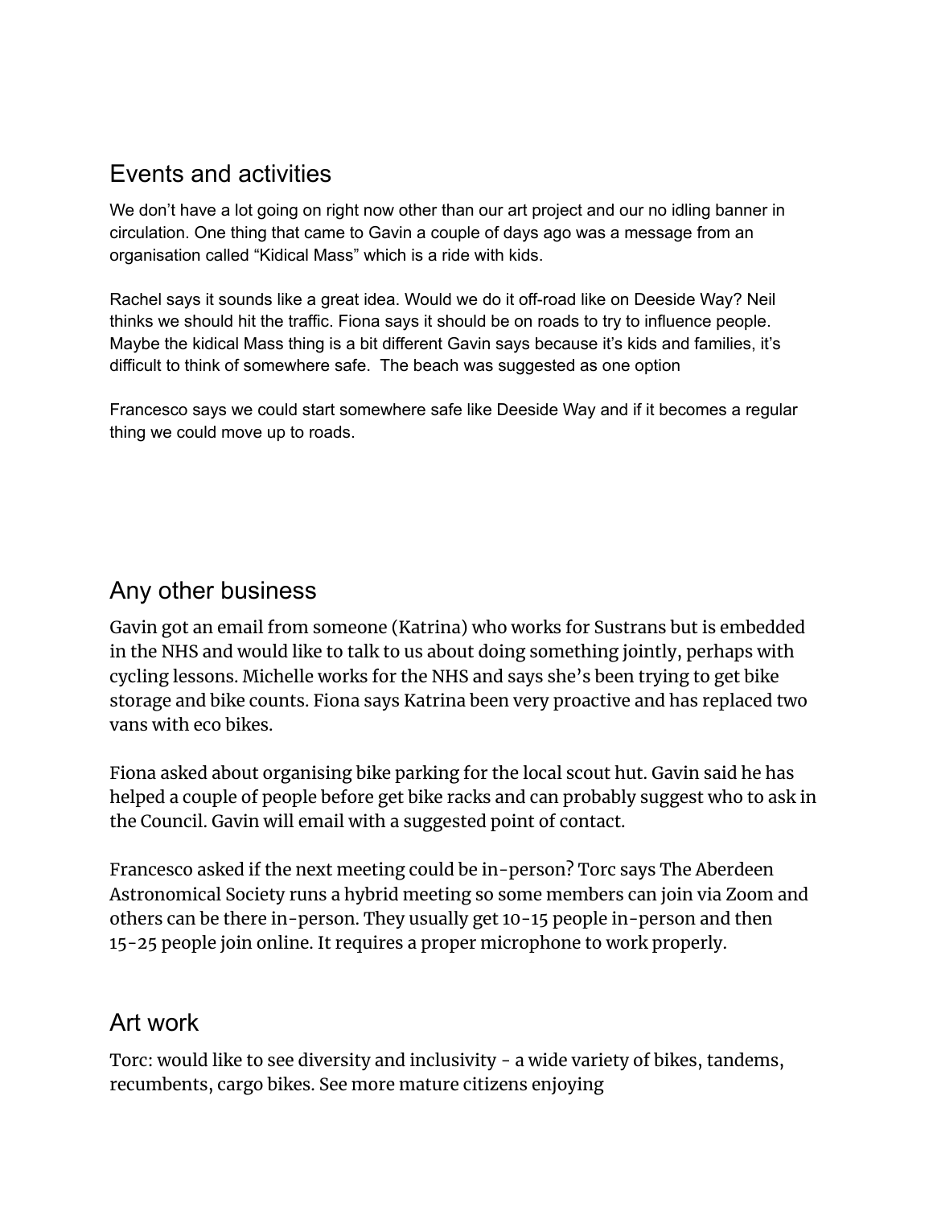## Events and activities

We don't have a lot going on right now other than our art project and our no idling banner in circulation. One thing that came to Gavin a couple of days ago was a message from an organisation called "Kidical Mass" which is a ride with kids.

Rachel says it sounds like a great idea. Would we do it off-road like on Deeside Way? Neil thinks we should hit the traffic. Fiona says it should be on roads to try to influence people. Maybe the kidical Mass thing is a bit different Gavin says because it's kids and families, it's difficult to think of somewhere safe. The beach was suggested as one option

Francesco says we could start somewhere safe like Deeside Way and if it becomes a regular thing we could move up to roads.

## Any other business

Gavin got an email from someone (Katrina) who works for Sustrans but is embedded in the NHS and would like to talk to us about doing something jointly, perhaps with cycling lessons. Michelle works for the NHS and says she's been trying to get bike storage and bike counts. Fiona says Katrina been very proactive and has replaced two vans with eco bikes.

Fiona asked about organising bike parking for the local scout hut. Gavin said he has helped a couple of people before get bike racks and can probably suggest who to ask in the Council. Gavin will email with a suggested point of contact.

Francesco asked if the next meeting could be in-person? Torc says The Aberdeen Astronomical Society runs a hybrid meeting so some members can join via Zoom and others can be there in-person. They usually get 10-15 people in-person and then 15-25 people join online. It requires a proper microphone to work properly.

## Art work

Torc: would like to see diversity and inclusivity - a wide variety of bikes, tandems, recumbents, cargo bikes. See more mature citizens enjoying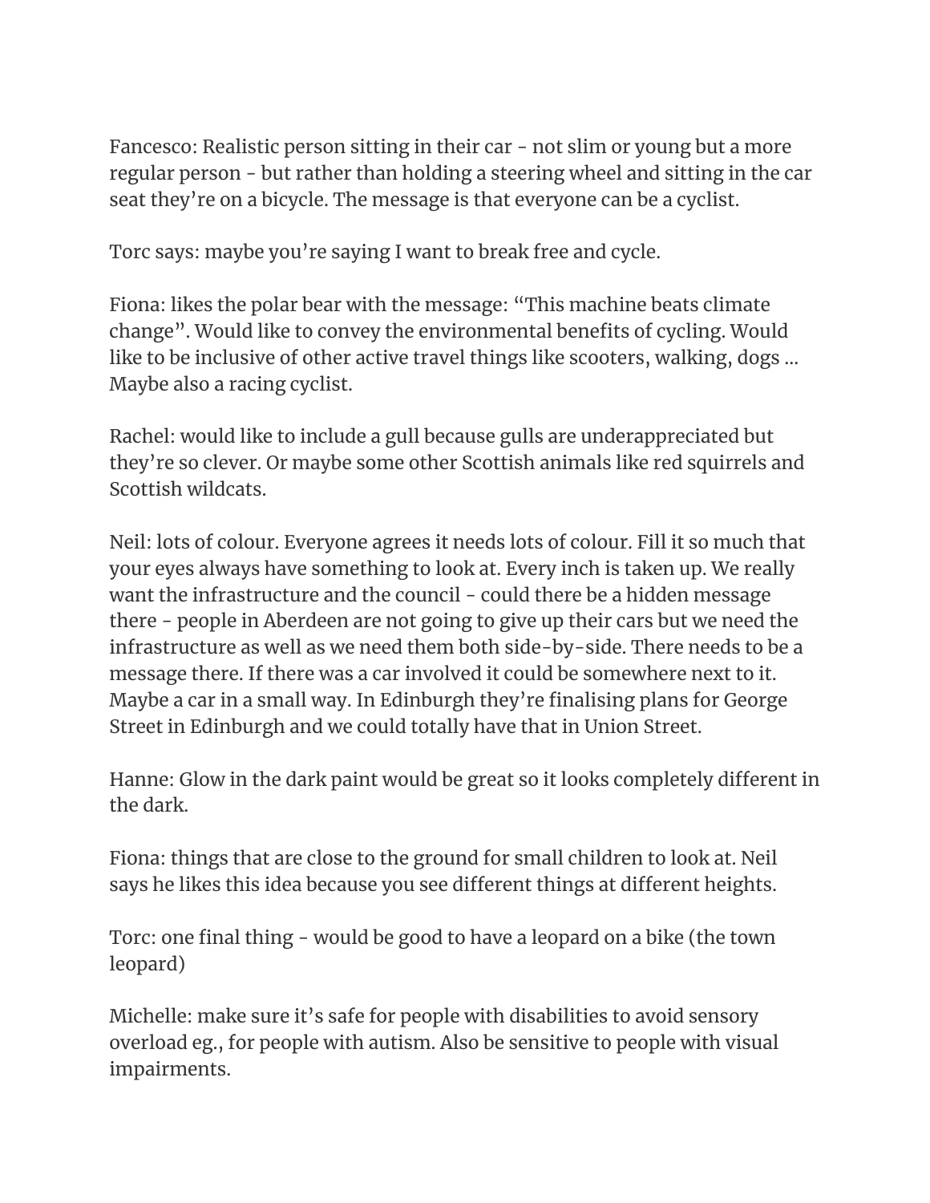Fancesco: Realistic person sitting in their car - not slim or young but a more regular person - but rather than holding a steering wheel and sitting in the car seat they're on a bicycle. The message is that everyone can be a cyclist.

Torc says: maybe you're saying I want to break free and cycle.

Fiona: likes the polar bear with the message: "This machine beats climate change". Would like to convey the environmental benefits of cycling. Would like to be inclusive of other active travel things like scooters, walking, dogs … Maybe also a racing cyclist.

Rachel: would like to include a gull because gulls are underappreciated but they're so clever. Or maybe some other Scottish animals like red squirrels and Scottish wildcats.

Neil: lots of colour. Everyone agrees it needs lots of colour. Fill it so much that your eyes always have something to look at. Every inch is taken up. We really want the infrastructure and the council - could there be a hidden message there - people in Aberdeen are not going to give up their cars but we need the infrastructure as well as we need them both side-by-side. There needs to be a message there. If there was a car involved it could be somewhere next to it. Maybe a car in a small way. In Edinburgh they're finalising plans for George Street in Edinburgh and we could totally have that in Union Street.

Hanne: Glow in the dark paint would be great so it looks completely different in the dark.

Fiona: things that are close to the ground for small children to look at. Neil says he likes this idea because you see different things at different heights.

Torc: one final thing - would be good to have a leopard on a bike (the town leopard)

Michelle: make sure it's safe for people with disabilities to avoid sensory overload eg., for people with autism. Also be sensitive to people with visual impairments.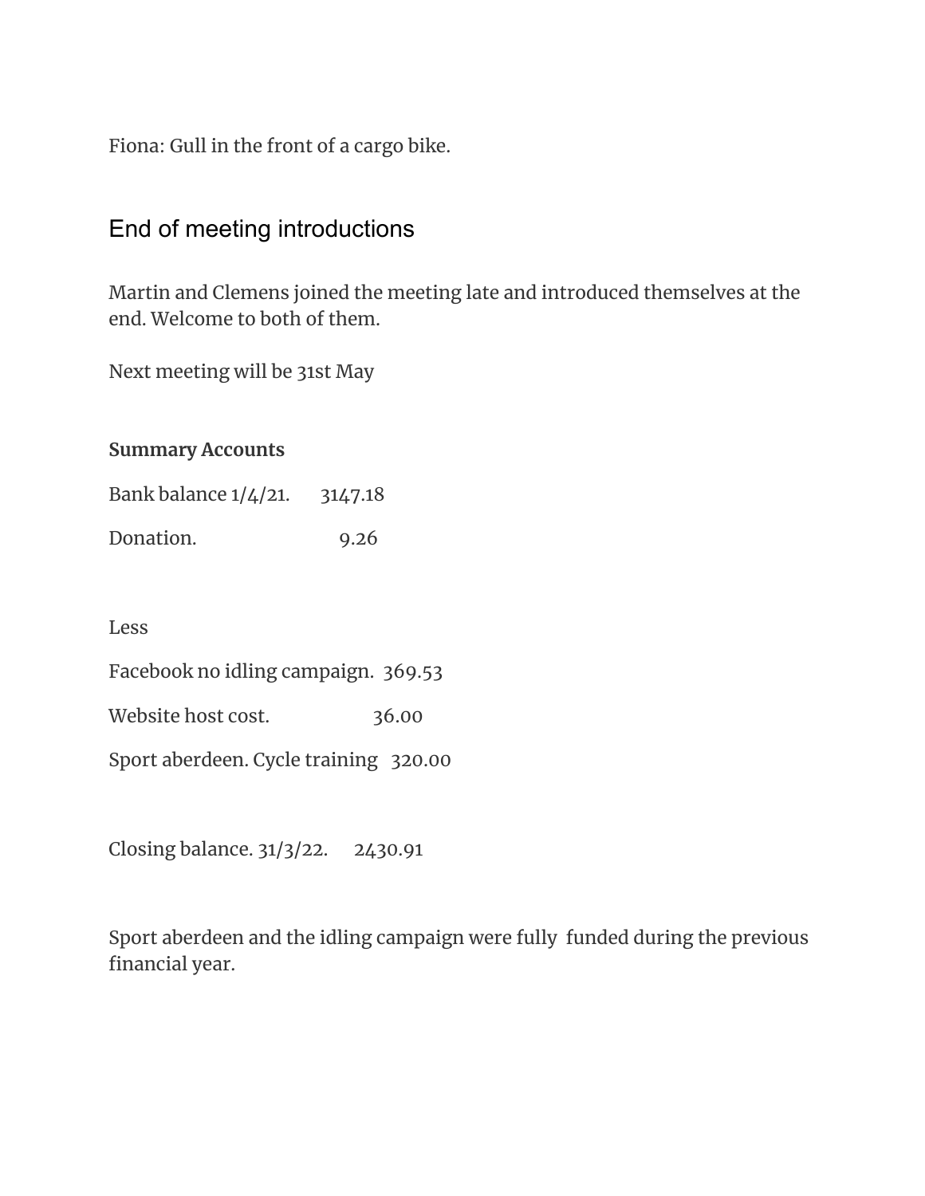Fiona: Gull in the front of a cargo bike.

## End of meeting introductions

Martin and Clemens joined the meeting late and introduced themselves at the end. Welcome to both of them.

Next meeting will be 31st May

**Summary Accounts**

Bank balance 1/4/21. 3147.18

Donation. 9.26

Less

Facebook no idling campaign. 369.53

Website host cost. 36.00

Sport aberdeen. Cycle training 320.00

Closing balance. 31/3/22. 2430.91

Sport aberdeen and the idling campaign were fully funded during the previous financial year.